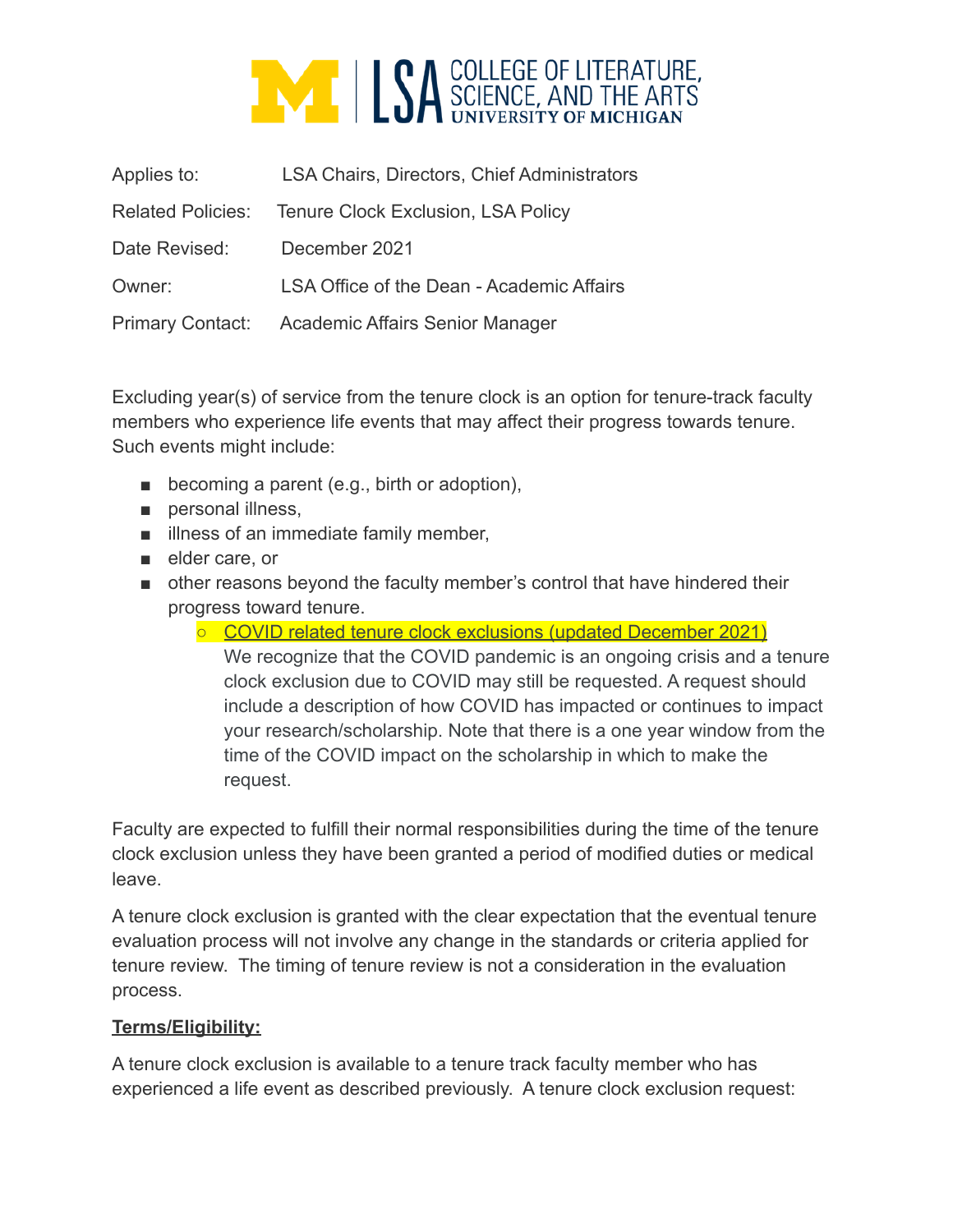| | |
|---|---|
| Applies to: | LSA Chairs, Directors, Chief Administrators |
| Related Policies: | Tenure Clock Exclusion, LSA Policy |
| Date Revised: | December 2021 |
| Owner: | LSA Office of the Dean - Academic Affairs |
| Primary Contact: | Academic Affairs Senior Manager |

Excluding year(s) of service from the tenure clock is an option for tenure-track faculty members who experience life events that may affect their progress towards tenure. Such events might include:

- becoming a parent (e.g., birth or adoption),
- personal illness,
- illness of an immediate family member,
- elder care, or
- other reasons beyond the faculty member's control that have hindered their progress toward tenure.
  - COVID related tenure clock exclusions (updated December 2021)
    We recognize that the COVID pandemic is an ongoing crisis and a tenure clock exclusion due to COVID may still be requested. A request should include a description of how COVID has impacted or continues to impact your research/scholarship. Note that there is a one year window from the time of the COVID impact on the scholarship in which to make the request.

Faculty are expected to fulfill their normal responsibilities during the time of the tenure clock exclusion unless they have been granted a period of modified duties or medical leave.

A tenure clock exclusion is granted with the clear expectation that the eventual tenure evaluation process will not involve any change in the standards or criteria applied for tenure review. The timing of tenure review is not a consideration in the evaluation process.

**Terms/Eligibility:**

A tenure clock exclusion is available to a tenure track faculty member who has experienced a life event as described previously. A tenure clock exclusion request: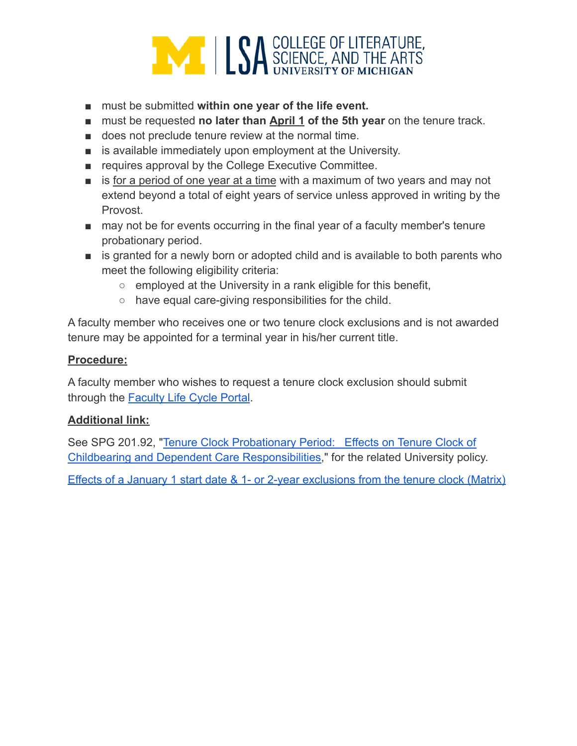- must be submitted **within one year of the life event.**
- must be requested **no later than April 1 of the 5th year** on the tenure track.
- does not preclude tenure review at the normal time.
- is available immediately upon employment at the University.
- requires approval by the College Executive Committee.
- is for a period of one year at a time with a maximum of two years and may not extend beyond a total of eight years of service unless approved in writing by the Provost.
- may not be for events occurring in the final year of a faculty member's tenure probationary period.
- is granted for a newly born or adopted child and is available to both parents who meet the following eligibility criteria:
  - employed at the University in a rank eligible for this benefit,
  - have equal care-giving responsibilities for the child.

A faculty member who receives one or two tenure clock exclusions and is not awarded tenure may be appointed for a terminal year in his/her current title.

**Procedure:**

A faculty member who wishes to request a tenure clock exclusion should submit through the Faculty Life Cycle Portal.

**Additional link:**

See SPG 201.92, "Tenure Clock Probationary Period: Effects on Tenure Clock of Childbearing and Dependent Care Responsibilities," for the related University policy.

Effects of a January 1 start date & 1- or 2-year exclusions from the tenure clock (Matrix)